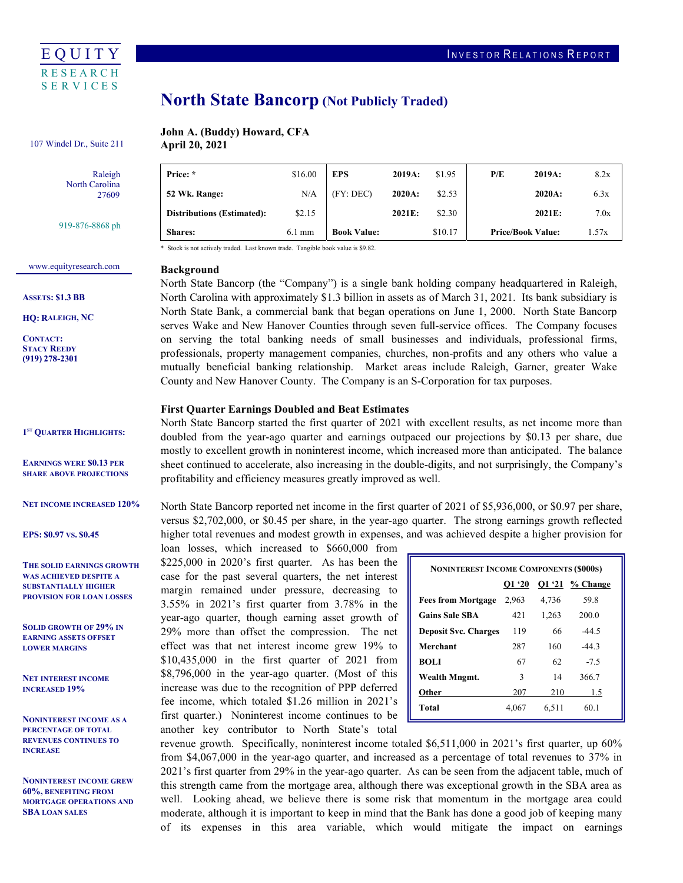EQUITY RESEARCH SERVICES

INVESTOR RELATIONS REPORT

107 Windel Dr., Suite 211

Raleigh
North Carolina
27609

919-876-8868 ph

www.equityresearch.com

**ASSETS: $1.3 BB**

**HQ: RALEIGH, NC**

**CONTACT:**
**STACY REEDY**
**(919) 278-2301**

# North State Bancorp (Not Publicly Traded)

**John A. (Buddy) Howard, CFA**
**April 20, 2021**

| Price: * | $16.00 | EPS | 2019A: | $1.95 | P/E | 2019A: | 8.2x |
|---|---|---|---|---|---|---|---|
| 52 Wk. Range: | N/A | (FY: DEC) | 2020A: | $2.53 | | 2020A: | 6.3x |
| Distributions (Estimated): | $2.15 | | 2021E: | $2.30 | | 2021E: | 7.0x |
| Shares: | 6.1 mm | Book Value: | | $10.17 | Price/Book Value: | | 1.57x |

* Stock is not actively traded. Last known trade. Tangible book value is $9.82.

## Background

North State Bancorp (the "Company") is a single bank holding company headquartered in Raleigh, North Carolina with approximately $1.3 billion in assets as of March 31, 2021. Its bank subsidiary is North State Bank, a commercial bank that began operations on June 1, 2000. North State Bancorp serves Wake and New Hanover Counties through seven full-service offices. The Company focuses on serving the total banking needs of small businesses and individuals, professional firms, professionals, property management companies, churches, non-profits and any others who value a mutually beneficial banking relationship. Market areas include Raleigh, Garner, greater Wake County and New Hanover County. The Company is an S-Corporation for tax purposes.

**1ST QUARTER HIGHLIGHTS:**

**EARNINGS WERE $0.13 PER SHARE ABOVE PROJECTIONS**

**NET INCOME INCREASED 120%**

**EPS: $0.97 VS. $0.45**

**THE SOLID EARNINGS GROWTH WAS ACHIEVED DESPITE A SUBSTANTIALLY HIGHER PROVISION FOR LOAN LOSSES**

**SOLID GROWTH OF 29% IN EARNING ASSETS OFFSET LOWER MARGINS**

**NET INTEREST INCOME INCREASED 19%**

**NONINTEREST INCOME AS A PERCENTAGE OF TOTAL REVENUES CONTINUES TO INCREASE**

**NONINTEREST INCOME GREW 60%, BENEFITING FROM MORTGAGE OPERATIONS AND SBA LOAN SALES**

## First Quarter Earnings Doubled and Beat Estimates

North State Bancorp started the first quarter of 2021 with excellent results, as net income more than doubled from the year-ago quarter and earnings outpaced our projections by $0.13 per share, due mostly to excellent growth in noninterest income, which increased more than anticipated. The balance sheet continued to accelerate, also increasing in the double-digits, and not surprisingly, the Company's profitability and efficiency measures greatly improved as well.

North State Bancorp reported net income in the first quarter of 2021 of $5,936,000, or $0.97 per share, versus $2,702,000, or $0.45 per share, in the year-ago quarter. The strong earnings growth reflected higher total revenues and modest growth in expenses, and was achieved despite a higher provision for loan losses, which increased to $660,000 from $225,000 in 2020's first quarter. As has been the case for the past several quarters, the net interest margin remained under pressure, decreasing to 3.55% in 2021's first quarter from 3.78% in the year-ago quarter, though earning asset growth of 29% more than offset the compression. The net effect was that net interest income grew 19% to $10,435,000 in the first quarter of 2021 from $8,796,000 in the year-ago quarter. (Most of this increase was due to the recognition of PPP deferred fee income, which totaled $1.26 million in 2021's first quarter.) Noninterest income continues to be another key contributor to North State's total revenue growth. Specifically, noninterest income totaled $6,511,000 in 2021's first quarter, up 60% from $4,067,000 in the year-ago quarter, and increased as a percentage of total revenues to 37% in 2021's first quarter from 29% in the year-ago quarter. As can be seen from the adjacent table, much of this strength came from the mortgage area, although there was exceptional growth in the SBA area as well. Looking ahead, we believe there is some risk that momentum in the mortgage area could moderate, although it is important to keep in mind that the Bank has done a good job of keeping many of its expenses in this area variable, which would mitigate the impact on earnings

**NONINTEREST INCOME COMPONENTS ($000S)**

| | Q1 '20 | Q1 '21 | % Change |
|---|---|---|---|
| **Fees from Mortgage** | 2,963 | 4,736 | 59.8 |
| **Gains Sale SBA** | 421 | 1,263 | 200.0 |
| **Deposit Svc. Charges** | 119 | 66 | -44.5 |
| **Merchant** | 287 | 160 | -44.3 |
| **BOLI** | 67 | 62 | -7.5 |
| **Wealth Mngmt.** | 3 | 14 | 366.7 |
| **Other** | 207 | 210 | 1.5 |
| **Total** | 4,067 | 6,511 | 60.1 |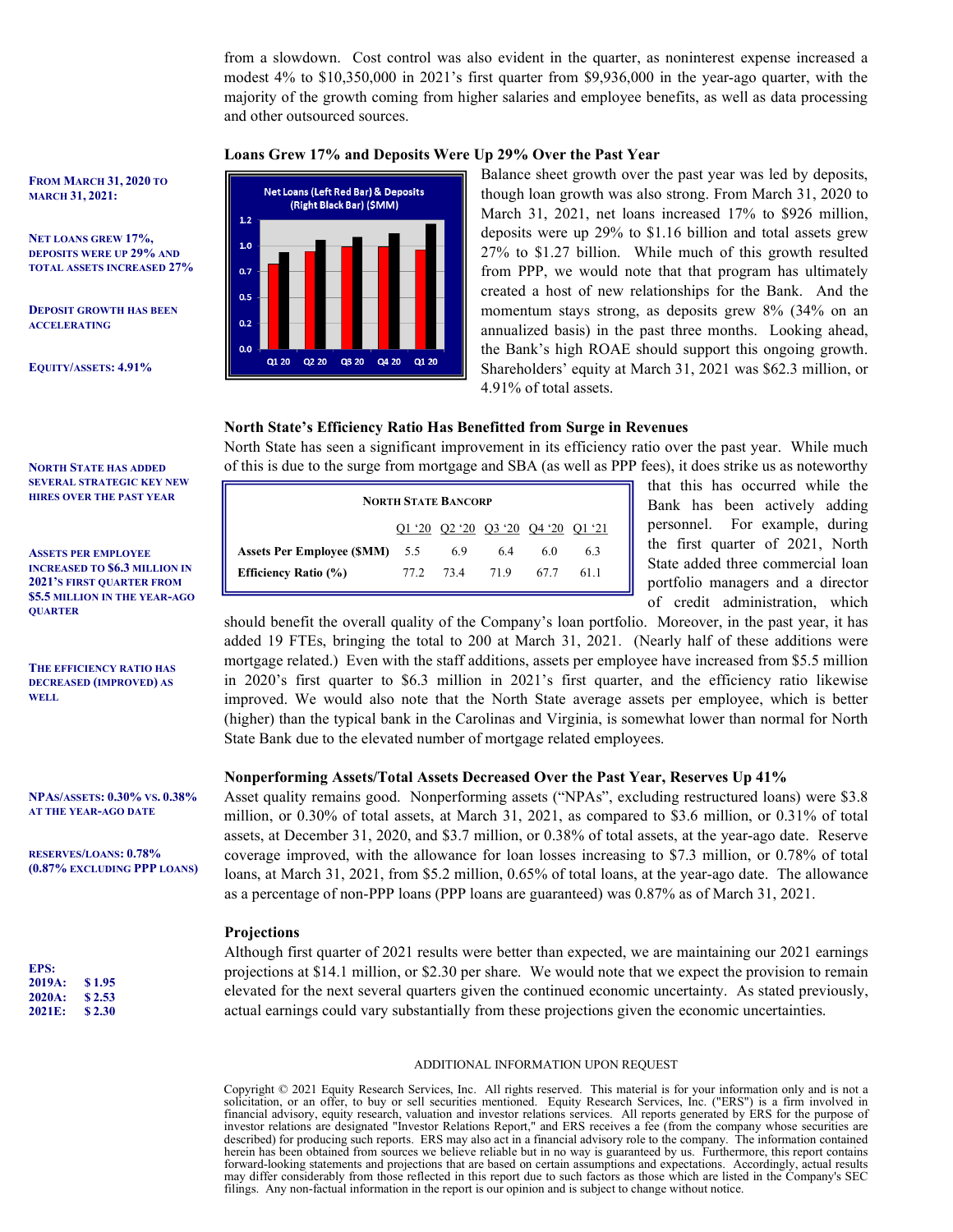from a slowdown. Cost control was also evident in the quarter, as noninterest expense increased a modest 4% to $10,350,000 in 2021's first quarter from $9,936,000 in the year-ago quarter, with the majority of the growth coming from higher salaries and employee benefits, as well as data processing and other outsourced sources.

**FROM MARCH 31, 2020 TO MARCH 31, 2021:**

**NET LOANS GREW 17%, DEPOSITS WERE UP 29% AND TOTAL ASSETS INCREASED 27%**

**DEPOSIT GROWTH HAS BEEN ACCELERATING**

**EQUITY/ASSETS: 4.91%**

### Loans Grew 17% and Deposits Were Up 29% Over the Past Year

Net Loans (Left Red Bar) & Deposits (Right Black Bar) ($MM)

1.2
1.0
0.7
0.5
0.2
0.0

Q1 20 Q2 20 Q3 20 Q4 20 Q1 20

Balance sheet growth over the past year was led by deposits, though loan growth was also strong. From March 31, 2020 to March 31, 2021, net loans increased 17% to $926 million, deposits were up 29% to $1.16 billion and total assets grew 27% to $1.27 billion. While much of this growth resulted from PPP, we would note that that program has ultimately created a host of new relationships for the Bank. And the momentum stays strong, as deposits grew 8% (34% on an annualized basis) in the past three months. Looking ahead, the Bank's high ROAE should support this ongoing growth. Shareholders' equity at March 31, 2021 was $62.3 million, or 4.91% of total assets.

**NORTH STATE HAS ADDED SEVERAL STRATEGIC KEY NEW HIRES OVER THE PAST YEAR**

**ASSETS PER EMPLOYEE INCREASED TO $6.3 MILLION IN 2021'S FIRST QUARTER FROM $5.5 MILLION IN THE YEAR-AGO QUARTER**

**THE EFFICIENCY RATIO HAS DECREASED (IMPROVED) AS WELL**

### North State's Efficiency Ratio Has Benefitted from Surge in Revenues

North State has seen a significant improvement in its efficiency ratio over the past year. While much of this is due to the surge from mortgage and SBA (as well as PPP fees), it does strike us as noteworthy that this has occurred while the Bank has been actively adding personnel. For example, during the first quarter of 2021, North State added three commercial loan portfolio managers and a director of credit administration, which should benefit the overall quality of the Company's loan portfolio. Moreover, in the past year, it has added 19 FTEs, bringing the total to 200 at March 31, 2021. (Nearly half of these additions were mortgage related.) Even with the staff additions, assets per employee have increased from $5.5 million in 2020's first quarter to $6.3 million in 2021's first quarter, and the efficiency ratio likewise improved. We would also note that the North State average assets per employee, which is better (higher) than the typical bank in the Carolinas and Virginia, is somewhat lower than normal for North State Bank due to the elevated number of mortgage related employees.

**NORTH STATE BANCORP**

| | Q1 '20 | Q2 '20 | Q3 '20 | Q4 '20 | Q1 '21 |
|---|---|---|---|---|---|
| Assets Per Employee ($MM) | 5.5 | 6.9 | 6.4 | 6.0 | 6.3 |
| Efficiency Ratio (%) | 77.2 | 73.4 | 71.9 | 67.7 | 61.1 |

**NPAS/ASSETS: 0.30% VS. 0.38% AT THE YEAR-AGO DATE**

**RESERVES/LOANS: 0.78% (0.87% EXCLUDING PPP LOANS)**

### Nonperforming Assets/Total Assets Decreased Over the Past Year, Reserves Up 41%

Asset quality remains good. Nonperforming assets ("NPAs", excluding restructured loans) were $3.8 million, or 0.30% of total assets, at March 31, 2021, as compared to $3.6 million, or 0.31% of total assets, at December 31, 2020, and $3.7 million, or 0.38% of total assets, at the year-ago date. Reserve coverage improved, with the allowance for loan losses increasing to $7.3 million, or 0.78% of total loans, at March 31, 2021, from $5.2 million, 0.65% of total loans, at the year-ago date. The allowance as a percentage of non-PPP loans (PPP loans are guaranteed) was 0.87% as of March 31, 2021.

**EPS:**

| | |
|---|---|
| 2019A: | $ 1.95 |
| 2020A: | $ 2.53 |
| 2021E: | $ 2.30 |

### Projections

Although first quarter of 2021 results were better than expected, we are maintaining our 2021 earnings projections at $14.1 million, or $2.30 per share. We would note that we expect the provision to remain elevated for the next several quarters given the continued economic uncertainty. As stated previously, actual earnings could vary substantially from these projections given the economic uncertainties.

ADDITIONAL INFORMATION UPON REQUEST

Copyright © 2021 Equity Research Services, Inc. All rights reserved. This material is for your information only and is not a solicitation, or an offer, to buy or sell securities mentioned. Equity Research Services, Inc. ("ERS") is a firm involved in financial advisory, equity research, valuation and investor relations services. All reports generated by ERS for the purpose of investor relations are designated "Investor Relations Report," and ERS receives a fee (from the company whose securities are described) for producing such reports. ERS may also act in a financial advisory role to the company. The information contained herein has been obtained from sources we believe reliable but in no way is guaranteed by us. Furthermore, this report contains forward-looking statements and projections that are based on certain assumptions and expectations. Accordingly, actual results may differ considerably from those reflected in this report due to such factors as those which are listed in the Company's SEC filings. Any non-factual information in the report is our opinion and is subject to change without notice.